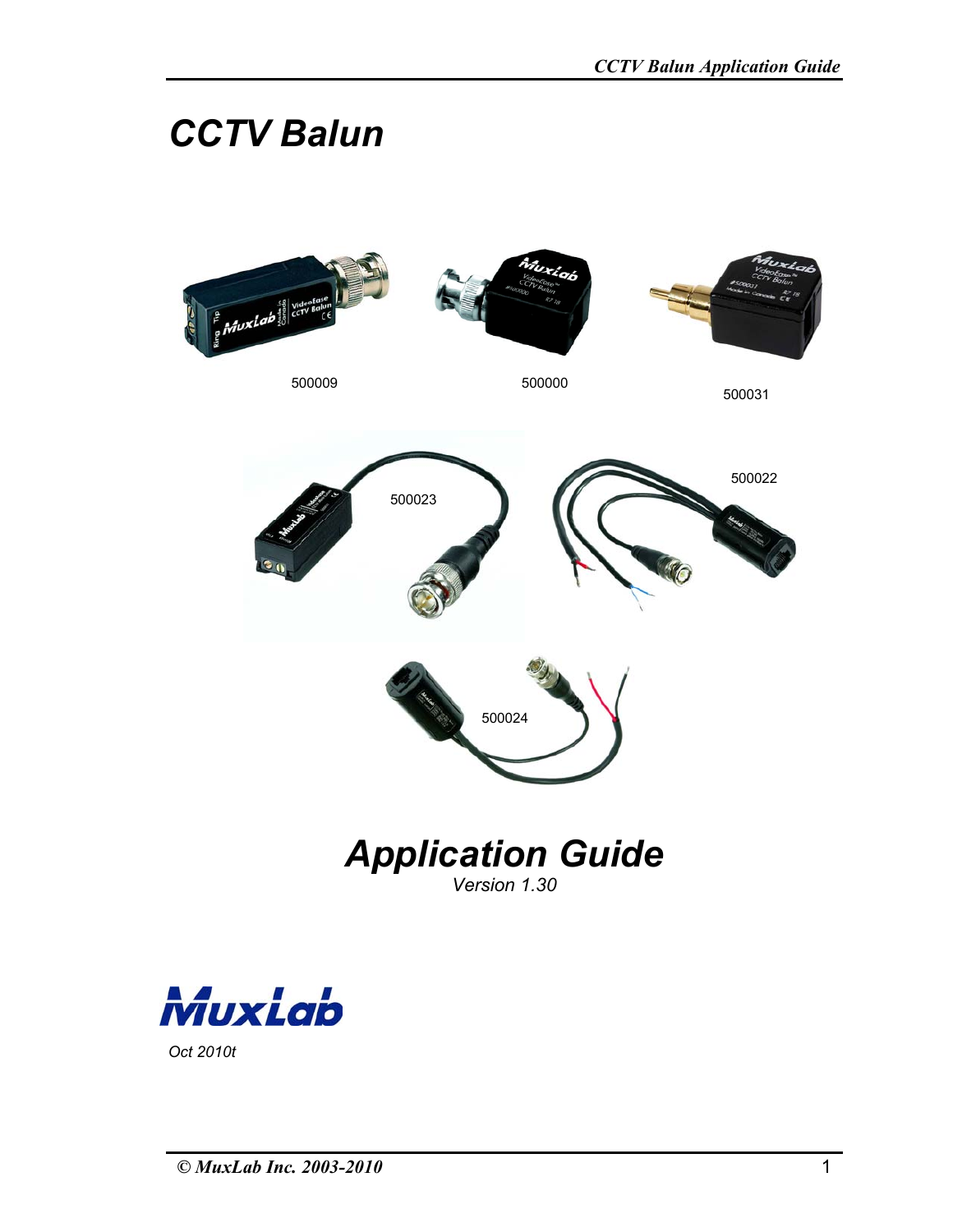# CCTV Balun

500009

500000

500031

500023

500022

500024

# Application Guide

*Version 1.30*

MuxLab

*Oct 2010t*

***© MuxLab Inc. 2003-2010***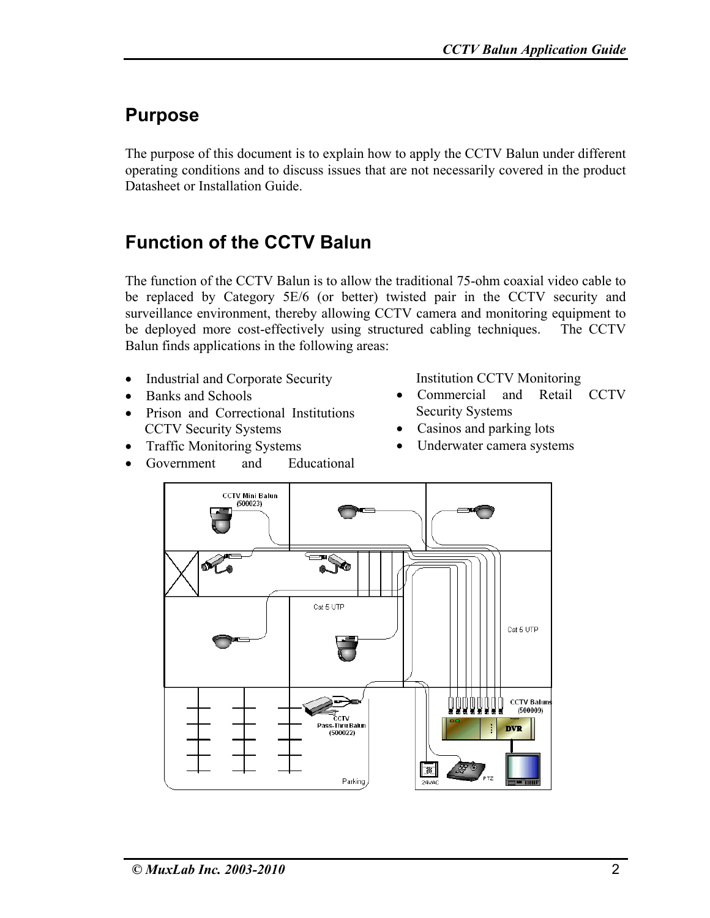## Purpose

The purpose of this document is to explain how to apply the CCTV Balun under different operating conditions and to discuss issues that are not necessarily covered in the product Datasheet or Installation Guide.

## Function of the CCTV Balun

The function of the CCTV Balun is to allow the traditional 75-ohm coaxial video cable to be replaced by Category 5E/6 (or better) twisted pair in the CCTV security and surveillance environment, thereby allowing CCTV camera and monitoring equipment to be deployed more cost-effectively using structured cabling techniques. The CCTV Balun finds applications in the following areas:

- Industrial and Corporate Security
- Banks and Schools
- Prison and Correctional Institutions CCTV Security Systems
- Traffic Monitoring Systems
- Government and Educational Institution CCTV Monitoring
- Commercial and Retail CCTV Security Systems
- Casinos and parking lots
- Underwater camera systems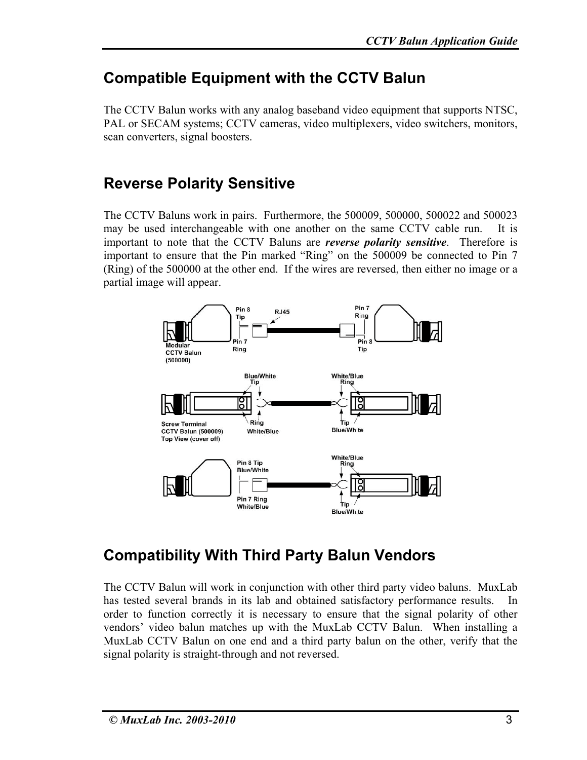## Compatible Equipment with the CCTV Balun

The CCTV Balun works with any analog baseband video equipment that supports NTSC, PAL or SECAM systems; CCTV cameras, video multiplexers, video switchers, monitors, scan converters, signal boosters.

## Reverse Polarity Sensitive

The CCTV Baluns work in pairs. Furthermore, the 500009, 500000, 500022 and 500023 may be used interchangeable with one another on the same CCTV cable run. It is important to note that the CCTV Baluns are ***reverse polarity sensitive***. Therefore is important to ensure that the Pin marked "Ring" on the 500009 be connected to Pin 7 (Ring) of the 500000 at the other end. If the wires are reversed, then either no image or a partial image will appear.

Modular CCTV Balun (500000) — Pin 8 Tip, Pin 7 Ring, RJ45 — Pin 7 Ring, Pin 8 Tip

Screw Terminal CCTV Balun (500009) Top View (cover off) — Blue/White Tip, Ring White/Blue — White/Blue Ring, Tip Blue/White

Pin 8 Tip Blue/White, Pin 7 Ring White/Blue — White/Blue Ring, Tip Blue/White

## Compatibility With Third Party Balun Vendors

The CCTV Balun will work in conjunction with other third party video baluns. MuxLab has tested several brands in its lab and obtained satisfactory performance results. In order to function correctly it is necessary to ensure that the signal polarity of other vendors' video balun matches up with the MuxLab CCTV Balun. When installing a MuxLab CCTV Balun on one end and a third party balun on the other, verify that the signal polarity is straight-through and not reversed.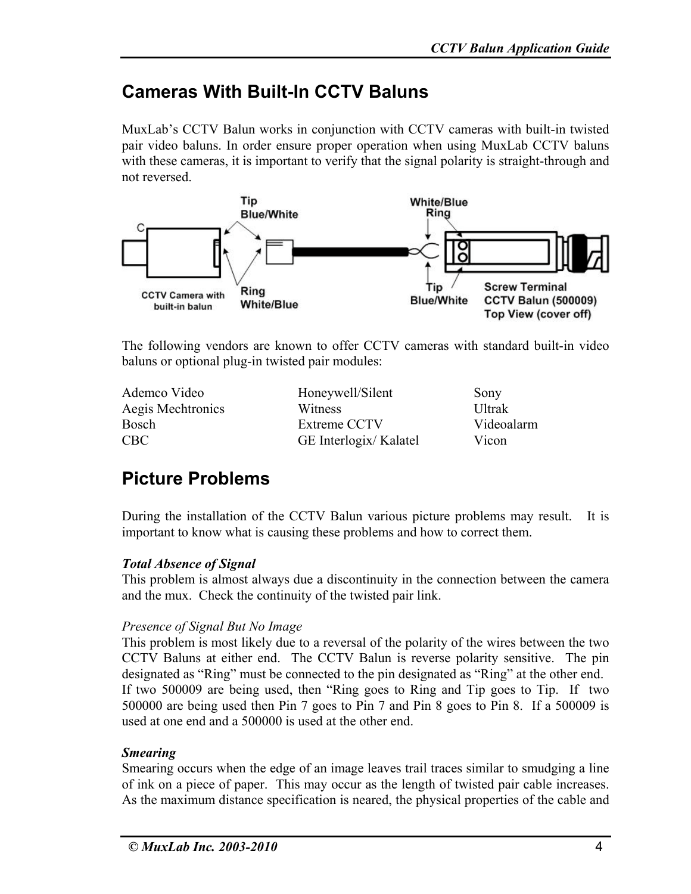## Cameras With Built-In CCTV Baluns

MuxLab's CCTV Balun works in conjunction with CCTV cameras with built-in twisted pair video baluns. In order ensure proper operation when using MuxLab CCTV baluns with these cameras, it is important to verify that the signal polarity is straight-through and not reversed.

Tip Blue/White

Ring White/Blue

CCTV Camera with built-in balun

White/Blue Ring

Tip Blue/White

Screw Terminal CCTV Balun (500009) Top View (cover off)

The following vendors are known to offer CCTV cameras with standard built-in video baluns or optional plug-in twisted pair modules:

| | | |
|---|---|---|
| Ademco Video | Honeywell/Silent | Sony |
| Aegis Mechtronics | Witness | Ultrak |
| Bosch | Extreme CCTV | Videoalarm |
| CBC | GE Interlogix/ Kalatel | Vicon |

## Picture Problems

During the installation of the CCTV Balun various picture problems may result. It is important to know what is causing these problems and how to correct them.

***Total Absence of Signal***
This problem is almost always due a discontinuity in the connection between the camera and the mux. Check the continuity of the twisted pair link.

*Presence of Signal But No Image*
This problem is most likely due to a reversal of the polarity of the wires between the two CCTV Baluns at either end. The CCTV Balun is reverse polarity sensitive. The pin designated as "Ring" must be connected to the pin designated as "Ring" at the other end. If two 500009 are being used, then "Ring goes to Ring and Tip goes to Tip. If two 500000 are being used then Pin 7 goes to Pin 7 and Pin 8 goes to Pin 8. If a 500009 is used at one end and a 500000 is used at the other end.

***Smearing***
Smearing occurs when the edge of an image leaves trail traces similar to smudging a line of ink on a piece of paper. This may occur as the length of twisted pair cable increases. As the maximum distance specification is neared, the physical properties of the cable and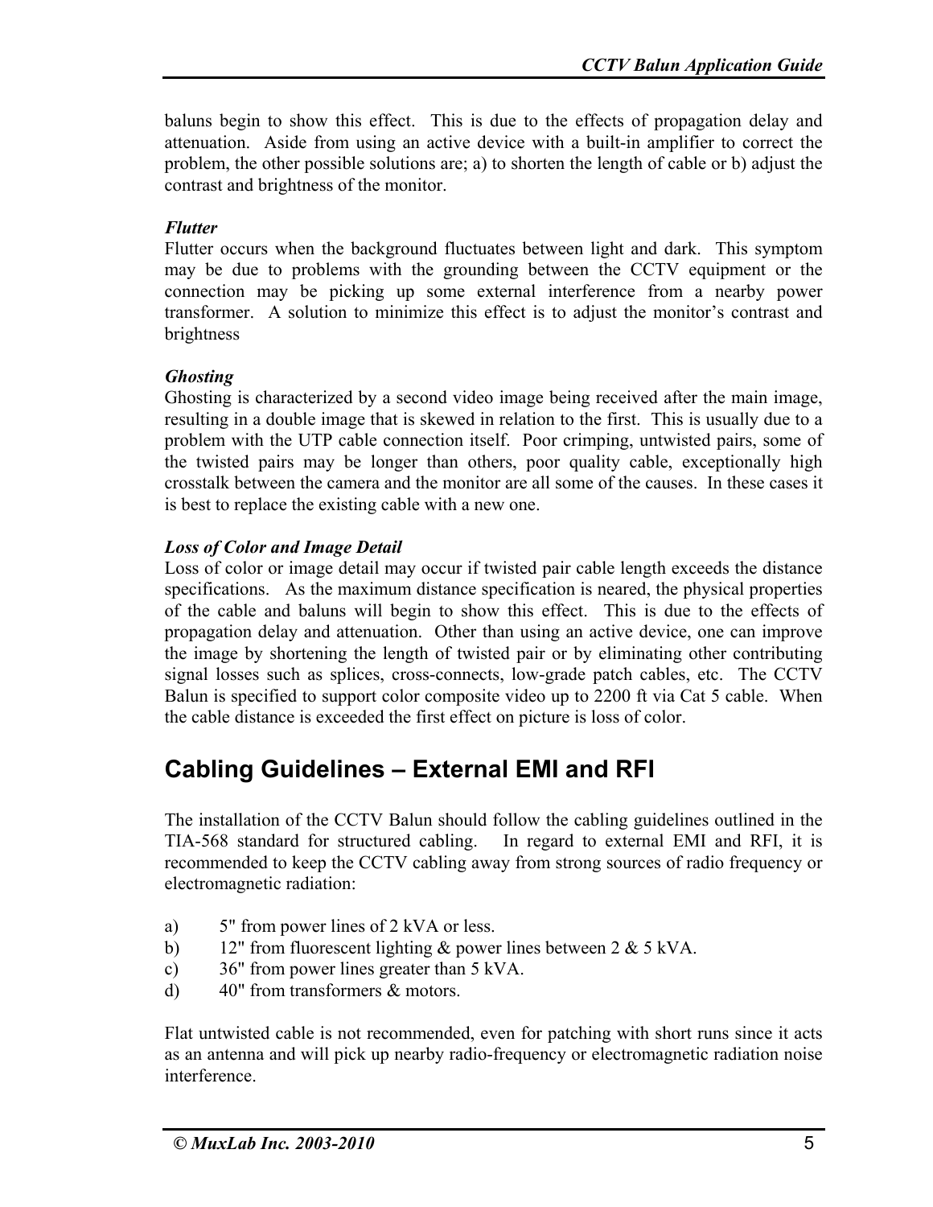baluns begin to show this effect. This is due to the effects of propagation delay and attenuation. Aside from using an active device with a built-in amplifier to correct the problem, the other possible solutions are; a) to shorten the length of cable or b) adjust the contrast and brightness of the monitor.

***Flutter***

Flutter occurs when the background fluctuates between light and dark. This symptom may be due to problems with the grounding between the CCTV equipment or the connection may be picking up some external interference from a nearby power transformer. A solution to minimize this effect is to adjust the monitor's contrast and brightness

***Ghosting***

Ghosting is characterized by a second video image being received after the main image, resulting in a double image that is skewed in relation to the first. This is usually due to a problem with the UTP cable connection itself. Poor crimping, untwisted pairs, some of the twisted pairs may be longer than others, poor quality cable, exceptionally high crosstalk between the camera and the monitor are all some of the causes. In these cases it is best to replace the existing cable with a new one.

***Loss of Color and Image Detail***

Loss of color or image detail may occur if twisted pair cable length exceeds the distance specifications. As the maximum distance specification is neared, the physical properties of the cable and baluns will begin to show this effect. This is due to the effects of propagation delay and attenuation. Other than using an active device, one can improve the image by shortening the length of twisted pair or by eliminating other contributing signal losses such as splices, cross-connects, low-grade patch cables, etc. The CCTV Balun is specified to support color composite video up to 2200 ft via Cat 5 cable. When the cable distance is exceeded the first effect on picture is loss of color.

## Cabling Guidelines – External EMI and RFI

The installation of the CCTV Balun should follow the cabling guidelines outlined in the TIA-568 standard for structured cabling. In regard to external EMI and RFI, it is recommended to keep the CCTV cabling away from strong sources of radio frequency or electromagnetic radiation:

a) 5" from power lines of 2 kVA or less.
b) 12" from fluorescent lighting & power lines between 2 & 5 kVA.
c) 36" from power lines greater than 5 kVA.
d) 40" from transformers & motors.

Flat untwisted cable is not recommended, even for patching with short runs since it acts as an antenna and will pick up nearby radio-frequency or electromagnetic radiation noise interference.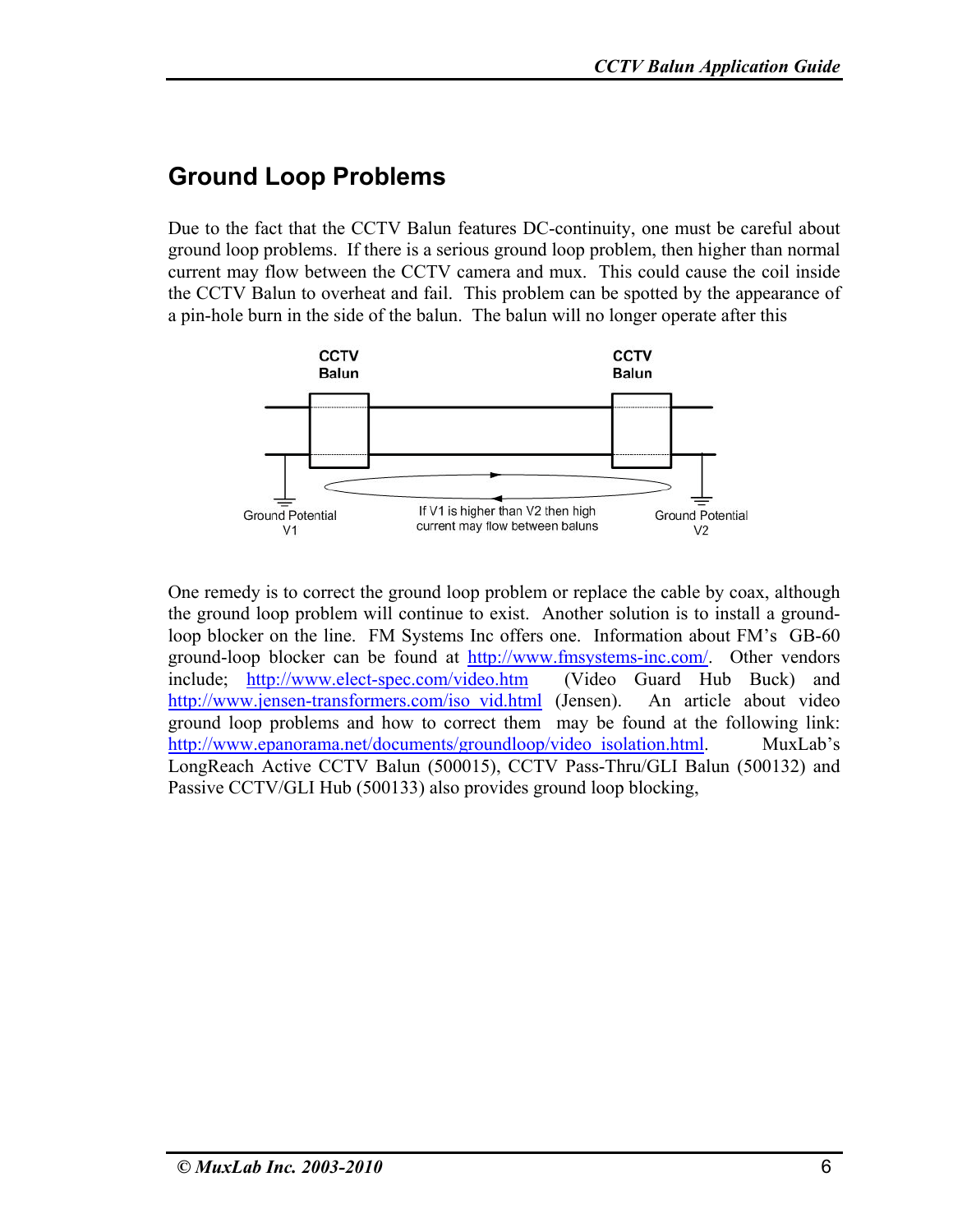## Ground Loop Problems

Due to the fact that the CCTV Balun features DC-continuity, one must be careful about ground loop problems. If there is a serious ground loop problem, then higher than normal current may flow between the CCTV camera and mux. This could cause the coil inside the CCTV Balun to overheat and fail. This problem can be spotted by the appearance of a pin-hole burn in the side of the balun. The balun will no longer operate after this

CCTV Balun

CCTV Balun

Ground Potential V1

If V1 is higher than V2 then high current may flow between baluns

Ground Potential V2

One remedy is to correct the ground loop problem or replace the cable by coax, although the ground loop problem will continue to exist. Another solution is to install a ground-loop blocker on the line. FM Systems Inc offers one. Information about FM's GB-60 ground-loop blocker can be found at http://www.fmsystems-inc.com/. Other vendors include; http://www.elect-spec.com/video.htm (Video Guard Hub Buck) and http://www.jensen-transformers.com/iso_vid.html (Jensen). An article about video ground loop problems and how to correct them may be found at the following link: http://www.epanorama.net/documents/groundloop/video_isolation.html. MuxLab's LongReach Active CCTV Balun (500015), CCTV Pass-Thru/GLI Balun (500132) and Passive CCTV/GLI Hub (500133) also provides ground loop blocking,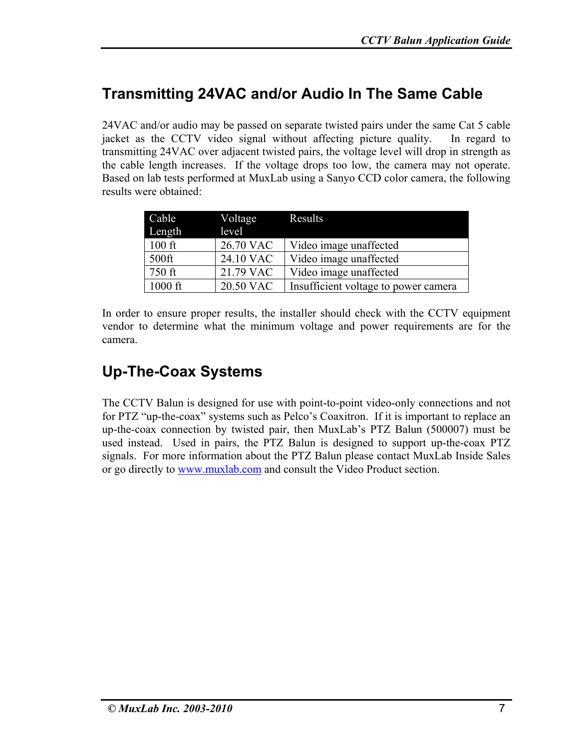## Transmitting 24VAC and/or Audio In The Same Cable

24VAC and/or audio may be passed on separate twisted pairs under the same Cat 5 cable jacket as the CCTV video signal without affecting picture quality. In regard to transmitting 24VAC over adjacent twisted pairs, the voltage level will drop in strength as the cable length increases. If the voltage drops too low, the camera may not operate. Based on lab tests performed at MuxLab using a Sanyo CCD color camera, the following results were obtained:

| Cable Length | Voltage level | Results |
|---|---|---|
| 100 ft | 26.70 VAC | Video image unaffected |
| 500ft | 24.10 VAC | Video image unaffected |
| 750 ft | 21.79 VAC | Video image unaffected |
| 1000 ft | 20.50 VAC | Insufficient voltage to power camera |

In order to ensure proper results, the installer should check with the CCTV equipment vendor to determine what the minimum voltage and power requirements are for the camera.

## Up-The-Coax Systems

The CCTV Balun is designed for use with point-to-point video-only connections and not for PTZ "up-the-coax" systems such as Pelco's Coaxitron. If it is important to replace an up-the-coax connection by twisted pair, then MuxLab's PTZ Balun (500007) must be used instead. Used in pairs, the PTZ Balun is designed to support up-the-coax PTZ signals. For more information about the PTZ Balun please contact MuxLab Inside Sales or go directly to www.muxlab.com and consult the Video Product section.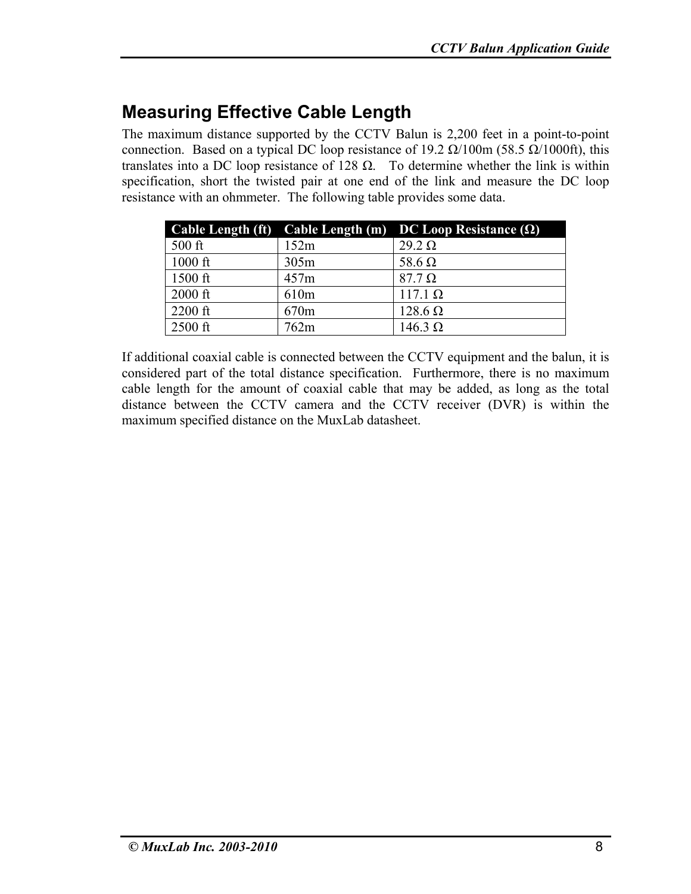## Measuring Effective Cable Length

The maximum distance supported by the CCTV Balun is 2,200 feet in a point-to-point connection. Based on a typical DC loop resistance of 19.2 Ω/100m (58.5 Ω/1000ft), this translates into a DC loop resistance of 128 Ω. To determine whether the link is within specification, short the twisted pair at one end of the link and measure the DC loop resistance with an ohmmeter. The following table provides some data.

| Cable Length (ft) | Cable Length (m) | DC Loop Resistance (Ω) |
| --- | --- | --- |
| 500 ft | 152m | 29.2 Ω |
| 1000 ft | 305m | 58.6 Ω |
| 1500 ft | 457m | 87.7 Ω |
| 2000 ft | 610m | 117.1 Ω |
| 2200 ft | 670m | 128.6 Ω |
| 2500 ft | 762m | 146.3 Ω |

If additional coaxial cable is connected between the CCTV equipment and the balun, it is considered part of the total distance specification. Furthermore, there is no maximum cable length for the amount of coaxial cable that may be added, as long as the total distance between the CCTV camera and the CCTV receiver (DVR) is within the maximum specified distance on the MuxLab datasheet.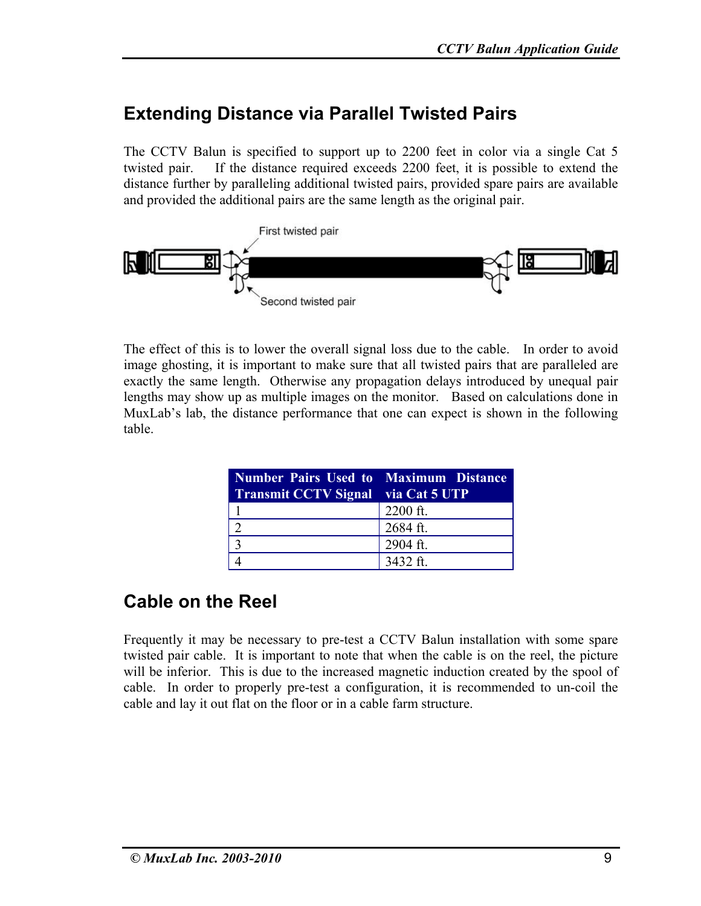## Extending Distance via Parallel Twisted Pairs

The CCTV Balun is specified to support up to 2200 feet in color via a single Cat 5 twisted pair. If the distance required exceeds 2200 feet, it is possible to extend the distance further by paralleling additional twisted pairs, provided spare pairs are available and provided the additional pairs are the same length as the original pair.

First twisted pair

Second twisted pair

The effect of this is to lower the overall signal loss due to the cable. In order to avoid image ghosting, it is important to make sure that all twisted pairs that are paralleled are exactly the same length. Otherwise any propagation delays introduced by unequal pair lengths may show up as multiple images on the monitor. Based on calculations done in MuxLab's lab, the distance performance that one can expect is shown in the following table.

| Number Pairs Used to Transmit CCTV Signal | Maximum Distance via Cat 5 UTP |
|---|---|
| 1 | 2200 ft. |
| 2 | 2684 ft. |
| 3 | 2904 ft. |
| 4 | 3432 ft. |

## Cable on the Reel

Frequently it may be necessary to pre-test a CCTV Balun installation with some spare twisted pair cable. It is important to note that when the cable is on the reel, the picture will be inferior. This is due to the increased magnetic induction created by the spool of cable. In order to properly pre-test a configuration, it is recommended to un-coil the cable and lay it out flat on the floor or in a cable farm structure.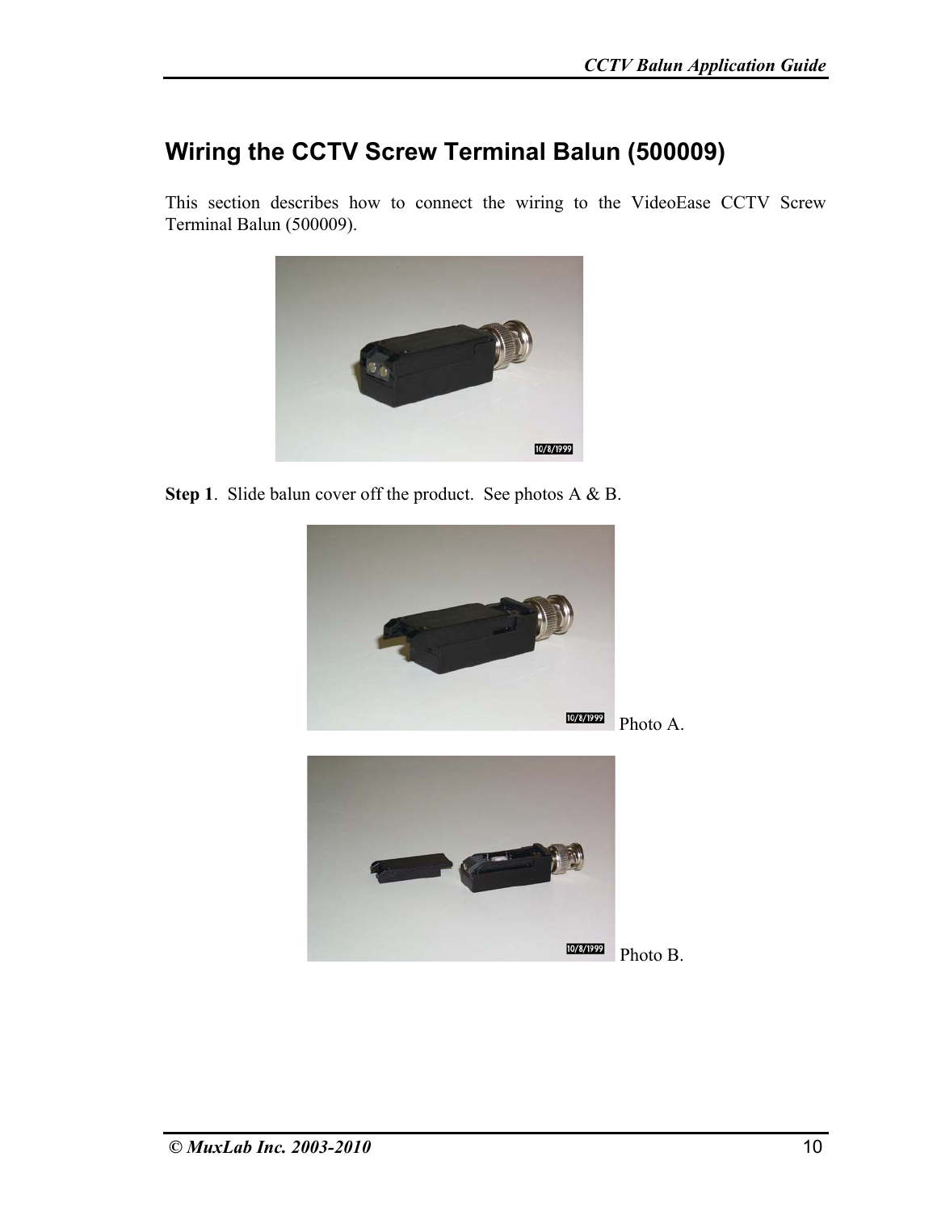## Wiring the CCTV Screw Terminal Balun (500009)

This section describes how to connect the wiring to the VideoEase CCTV Screw Terminal Balun (500009).

**Step 1**. Slide balun cover off the product. See photos A & B.

Photo A.

Photo B.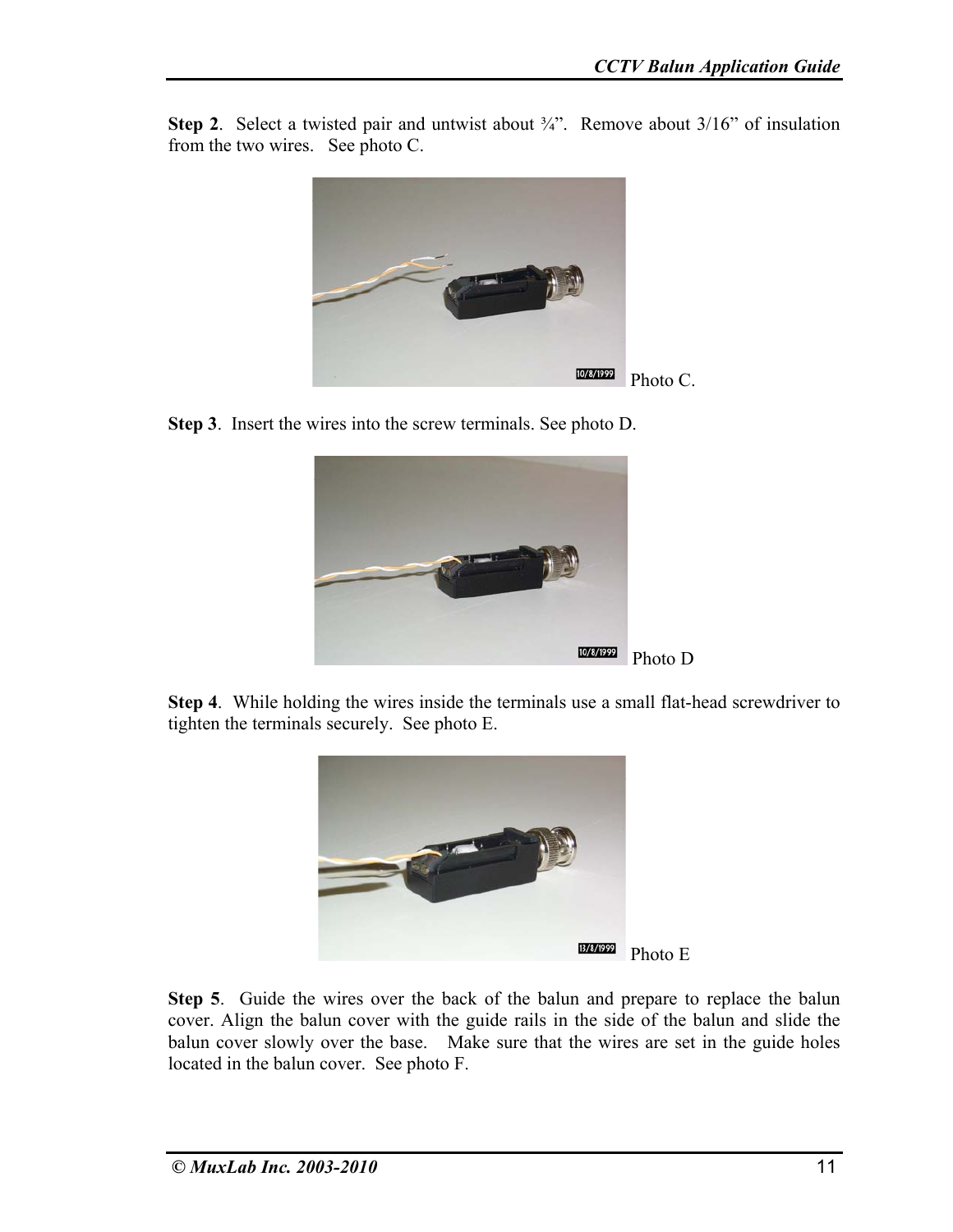**Step 2**. Select a twisted pair and untwist about ¾". Remove about 3/16" of insulation from the two wires. See photo C.

Photo C.

**Step 3**. Insert the wires into the screw terminals. See photo D.

Photo D

**Step 4**. While holding the wires inside the terminals use a small flat-head screwdriver to tighten the terminals securely. See photo E.

Photo E

**Step 5**. Guide the wires over the back of the balun and prepare to replace the balun cover. Align the balun cover with the guide rails in the side of the balun and slide the balun cover slowly over the base. Make sure that the wires are set in the guide holes located in the balun cover. See photo F.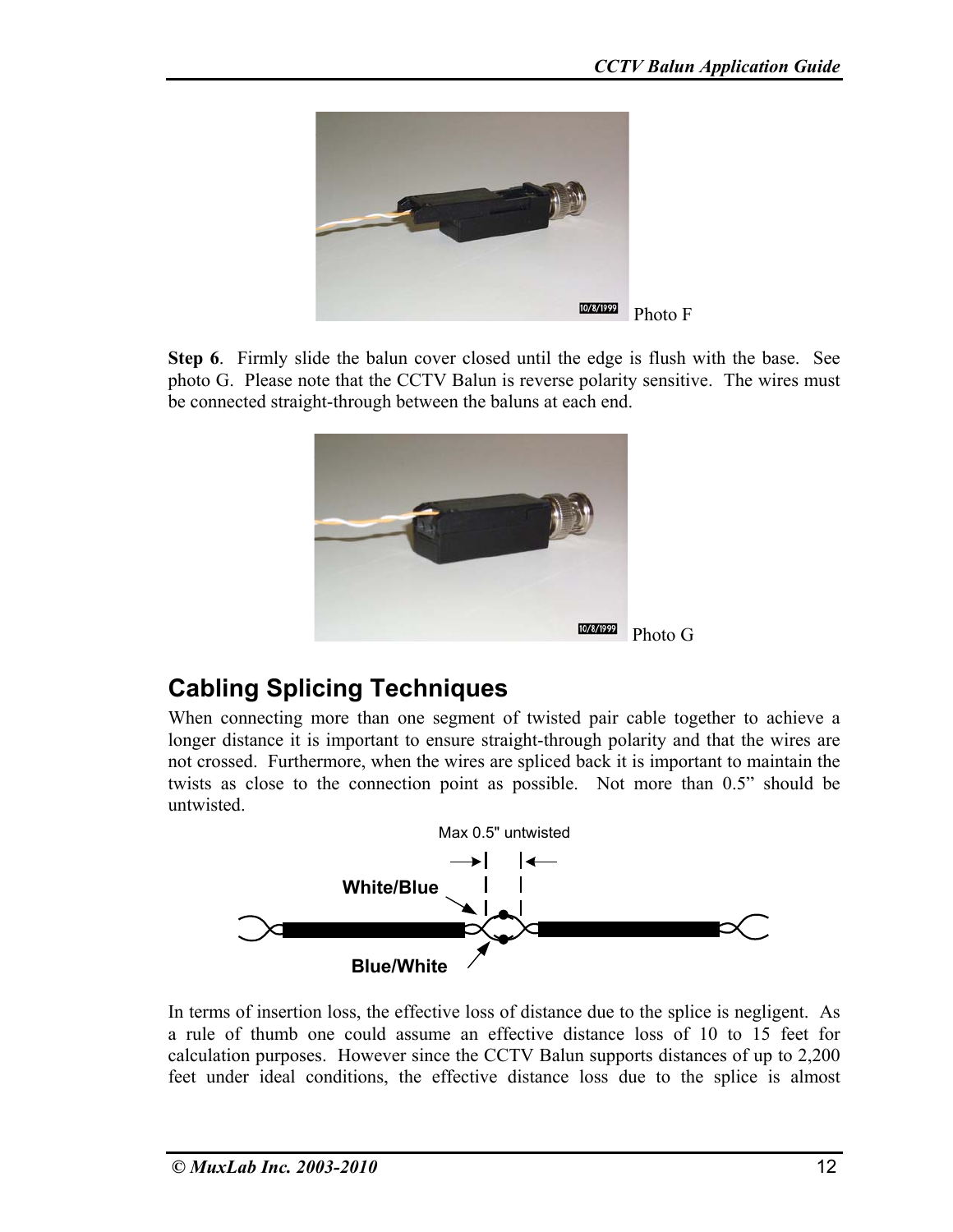Photo F

**Step 6**. Firmly slide the balun cover closed until the edge is flush with the base. See photo G. Please note that the CCTV Balun is reverse polarity sensitive. The wires must be connected straight-through between the baluns at each end.

Photo G

## Cabling Splicing Techniques

When connecting more than one segment of twisted pair cable together to achieve a longer distance it is important to ensure straight-through polarity and that the wires are not crossed. Furthermore, when the wires are spliced back it is important to maintain the twists as close to the connection point as possible. Not more than 0.5" should be untwisted.

Max 0.5" untwisted

White/Blue

Blue/White

In terms of insertion loss, the effective loss of distance due to the splice is negligent. As a rule of thumb one could assume an effective distance loss of 10 to 15 feet for calculation purposes. However since the CCTV Balun supports distances of up to 2,200 feet under ideal conditions, the effective distance loss due to the splice is almost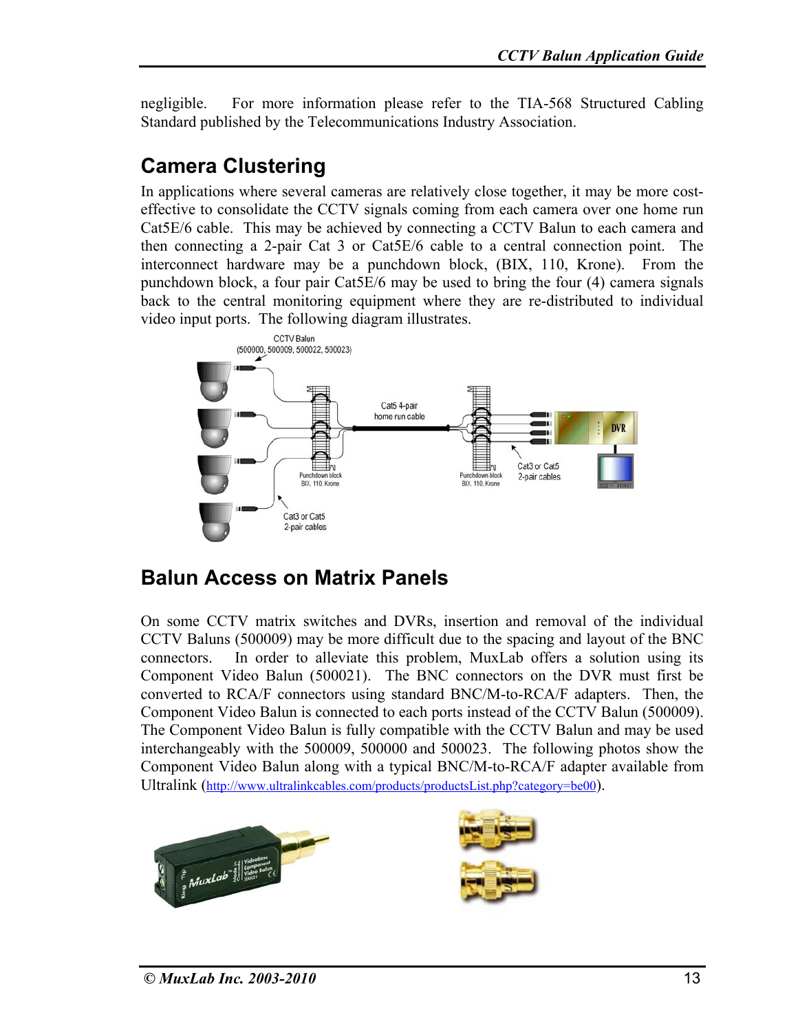negligible. For more information please refer to the TIA-568 Structured Cabling Standard published by the Telecommunications Industry Association.

## Camera Clustering

In applications where several cameras are relatively close together, it may be more cost-effective to consolidate the CCTV signals coming from each camera over one home run Cat5E/6 cable. This may be achieved by connecting a CCTV Balun to each camera and then connecting a 2-pair Cat 3 or Cat5E/6 cable to a central connection point. The interconnect hardware may be a punchdown block, (BIX, 110, Krone). From the punchdown block, a four pair Cat5E/6 may be used to bring the four (4) camera signals back to the central monitoring equipment where they are re-distributed to individual video input ports. The following diagram illustrates.

## Balun Access on Matrix Panels

On some CCTV matrix switches and DVRs, insertion and removal of the individual CCTV Baluns (500009) may be more difficult due to the spacing and layout of the BNC connectors. In order to alleviate this problem, MuxLab offers a solution using its Component Video Balun (500021). The BNC connectors on the DVR must first be converted to RCA/F connectors using standard BNC/M-to-RCA/F adapters. Then, the Component Video Balun is connected to each ports instead of the CCTV Balun (500009). The Component Video Balun is fully compatible with the CCTV Balun and may be used interchangeably with the 500009, 500000 and 500023. The following photos show the Component Video Balun along with a typical BNC/M-to-RCA/F adapter available from Ultralink (http://www.ultralinkcables.com/products/productsList.php?category=be00).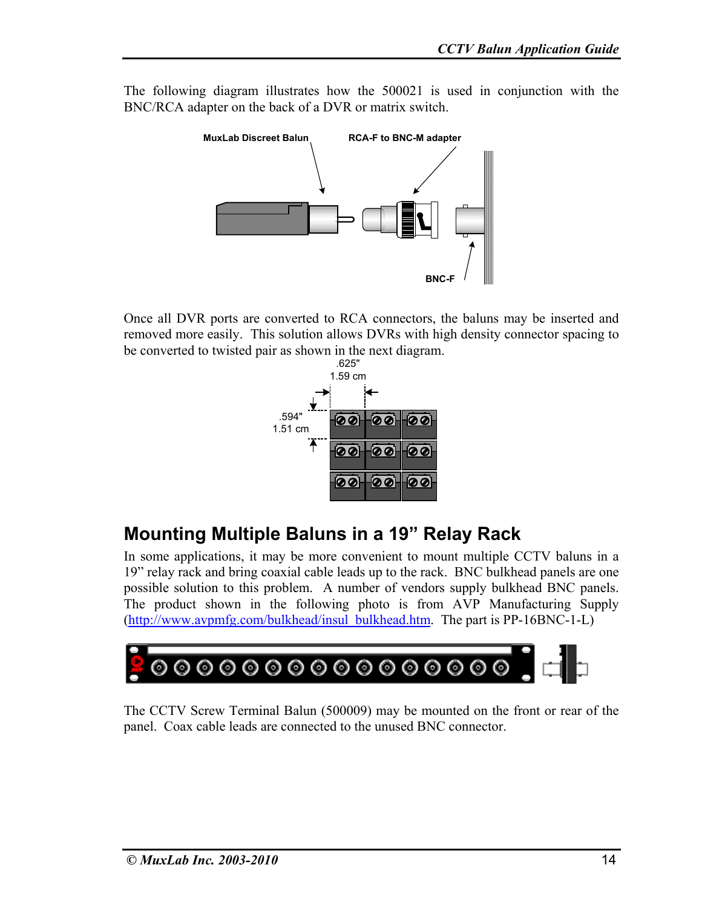The following diagram illustrates how the 500021 is used in conjunction with the BNC/RCA adapter on the back of a DVR or matrix switch.

MuxLab Discreet Balun

RCA-F to BNC-M adapter

BNC-F

Once all DVR ports are converted to RCA connectors, the baluns may be inserted and removed more easily. This solution allows DVRs with high density connector spacing to be converted to twisted pair as shown in the next diagram.

.625"
1.59 cm

.594"
1.51 cm

## Mounting Multiple Baluns in a 19" Relay Rack

In some applications, it may be more convenient to mount multiple CCTV baluns in a 19" relay rack and bring coaxial cable leads up to the rack. BNC bulkhead panels are one possible solution to this problem. A number of vendors supply bulkhead BNC panels. The product shown in the following photo is from AVP Manufacturing Supply (http://www.avpmfg.com/bulkhead/insul_bulkhead.htm). The part is PP-16BNC-1-L)

The CCTV Screw Terminal Balun (500009) may be mounted on the front or rear of the panel. Coax cable leads are connected to the unused BNC connector.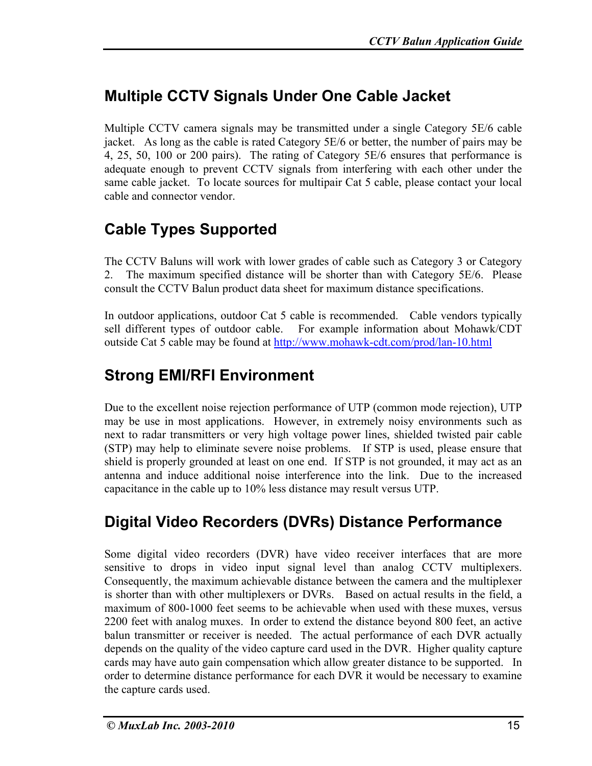## Multiple CCTV Signals Under One Cable Jacket

Multiple CCTV camera signals may be transmitted under a single Category 5E/6 cable jacket. As long as the cable is rated Category 5E/6 or better, the number of pairs may be 4, 25, 50, 100 or 200 pairs). The rating of Category 5E/6 ensures that performance is adequate enough to prevent CCTV signals from interfering with each other under the same cable jacket. To locate sources for multipair Cat 5 cable, please contact your local cable and connector vendor.

## Cable Types Supported

The CCTV Baluns will work with lower grades of cable such as Category 3 or Category 2. The maximum specified distance will be shorter than with Category 5E/6. Please consult the CCTV Balun product data sheet for maximum distance specifications.

In outdoor applications, outdoor Cat 5 cable is recommended. Cable vendors typically sell different types of outdoor cable. For example information about Mohawk/CDT outside Cat 5 cable may be found at http://www.mohawk-cdt.com/prod/lan-10.html

## Strong EMI/RFI Environment

Due to the excellent noise rejection performance of UTP (common mode rejection), UTP may be use in most applications. However, in extremely noisy environments such as next to radar transmitters or very high voltage power lines, shielded twisted pair cable (STP) may help to eliminate severe noise problems. If STP is used, please ensure that shield is properly grounded at least on one end. If STP is not grounded, it may act as an antenna and induce additional noise interference into the link. Due to the increased capacitance in the cable up to 10% less distance may result versus UTP.

## Digital Video Recorders (DVRs) Distance Performance

Some digital video recorders (DVR) have video receiver interfaces that are more sensitive to drops in video input signal level than analog CCTV multiplexers. Consequently, the maximum achievable distance between the camera and the multiplexer is shorter than with other multiplexers or DVRs. Based on actual results in the field, a maximum of 800-1000 feet seems to be achievable when used with these muxes, versus 2200 feet with analog muxes. In order to extend the distance beyond 800 feet, an active balun transmitter or receiver is needed. The actual performance of each DVR actually depends on the quality of the video capture card used in the DVR. Higher quality capture cards may have auto gain compensation which allow greater distance to be supported. In order to determine distance performance for each DVR it would be necessary to examine the capture cards used.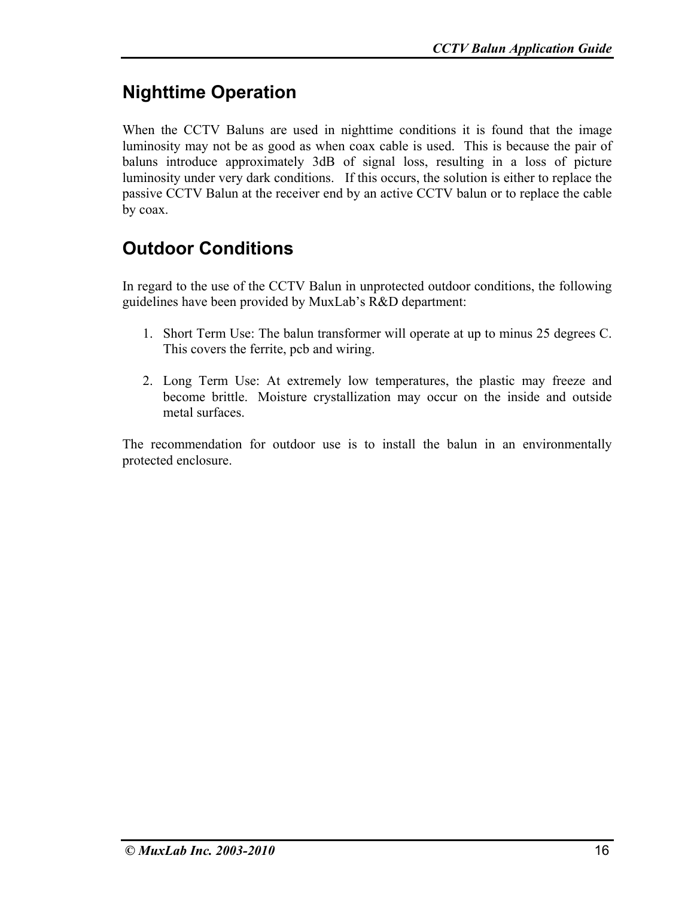## Nighttime Operation

When the CCTV Baluns are used in nighttime conditions it is found that the image luminosity may not be as good as when coax cable is used. This is because the pair of baluns introduce approximately 3dB of signal loss, resulting in a loss of picture luminosity under very dark conditions. If this occurs, the solution is either to replace the passive CCTV Balun at the receiver end by an active CCTV balun or to replace the cable by coax.

## Outdoor Conditions

In regard to the use of the CCTV Balun in unprotected outdoor conditions, the following guidelines have been provided by MuxLab's R&D department:

1. Short Term Use: The balun transformer will operate at up to minus 25 degrees C. This covers the ferrite, pcb and wiring.

2. Long Term Use: At extremely low temperatures, the plastic may freeze and become brittle. Moisture crystallization may occur on the inside and outside metal surfaces.

The recommendation for outdoor use is to install the balun in an environmentally protected enclosure.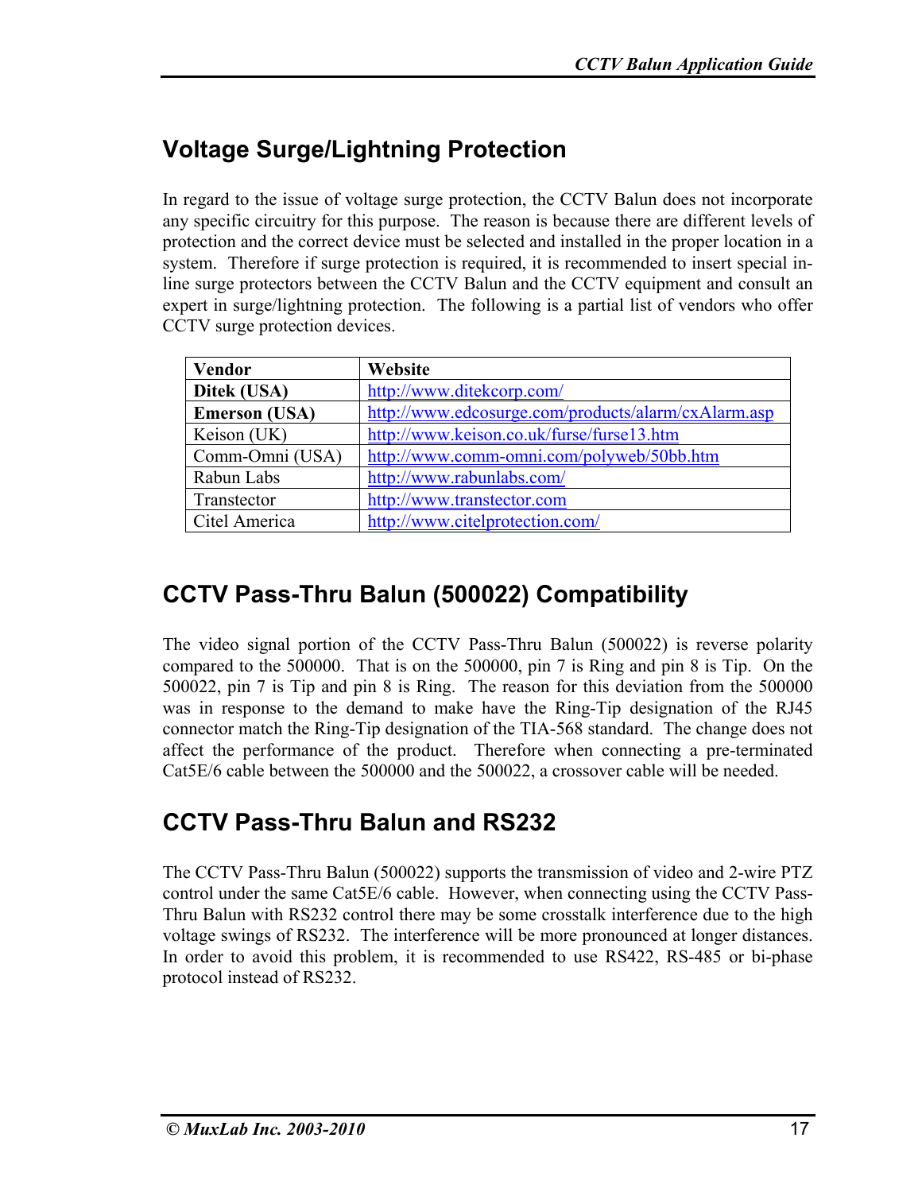## Voltage Surge/Lightning Protection

In regard to the issue of voltage surge protection, the CCTV Balun does not incorporate any specific circuitry for this purpose. The reason is because there are different levels of protection and the correct device must be selected and installed in the proper location in a system. Therefore if surge protection is required, it is recommended to insert special in-line surge protectors between the CCTV Balun and the CCTV equipment and consult an expert in surge/lightning protection. The following is a partial list of vendors who offer CCTV surge protection devices.

| Vendor | Website |
|---|---|
| **Ditek (USA)** | http://www.ditekcorp.com/ |
| **Emerson (USA)** | http://www.edcosurge.com/products/alarm/cxAlarm.asp |
| Keison (UK) | http://www.keison.co.uk/furse/furse13.htm |
| Comm-Omni (USA) | http://www.comm-omni.com/polyweb/50bb.htm |
| Rabun Labs | http://www.rabunlabs.com/ |
| Transtector | http://www.transtector.com |
| Citel America | http://www.citelprotection.com/ |

## CCTV Pass-Thru Balun (500022) Compatibility

The video signal portion of the CCTV Pass-Thru Balun (500022) is reverse polarity compared to the 500000. That is on the 500000, pin 7 is Ring and pin 8 is Tip. On the 500022, pin 7 is Tip and pin 8 is Ring. The reason for this deviation from the 500000 was in response to the demand to make have the Ring-Tip designation of the RJ45 connector match the Ring-Tip designation of the TIA-568 standard. The change does not affect the performance of the product. Therefore when connecting a pre-terminated Cat5E/6 cable between the 500000 and the 500022, a crossover cable will be needed.

## CCTV Pass-Thru Balun and RS232

The CCTV Pass-Thru Balun (500022) supports the transmission of video and 2-wire PTZ control under the same Cat5E/6 cable. However, when connecting using the CCTV Pass-Thru Balun with RS232 control there may be some crosstalk interference due to the high voltage swings of RS232. The interference will be more pronounced at longer distances. In order to avoid this problem, it is recommended to use RS422, RS-485 or bi-phase protocol instead of RS232.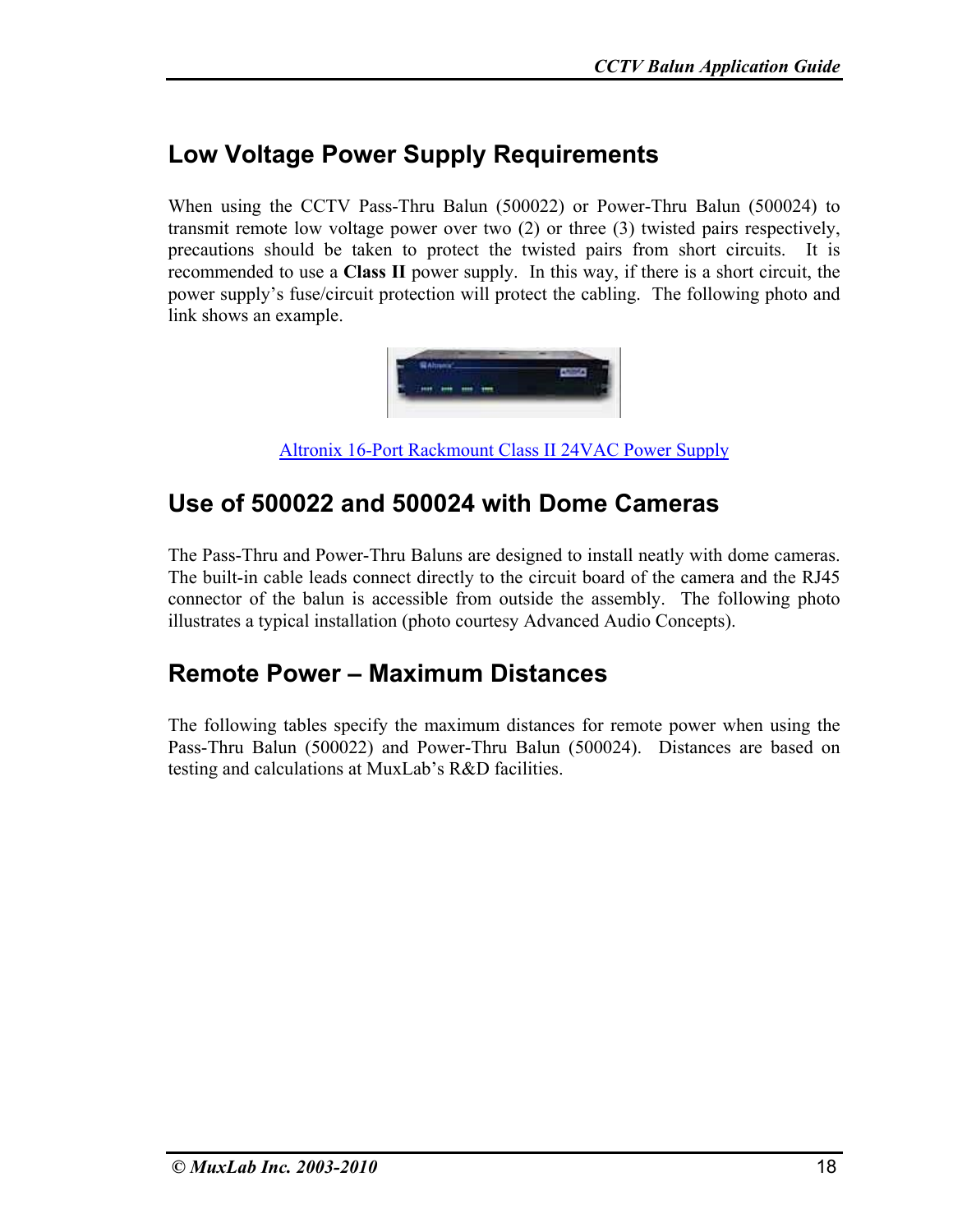## Low Voltage Power Supply Requirements

When using the CCTV Pass-Thru Balun (500022) or Power-Thru Balun (500024) to transmit remote low voltage power over two (2) or three (3) twisted pairs respectively, precautions should be taken to protect the twisted pairs from short circuits. It is recommended to use a **Class II** power supply. In this way, if there is a short circuit, the power supply's fuse/circuit protection will protect the cabling. The following photo and link shows an example.

Altronix 16-Port Rackmount Class II 24VAC Power Supply

## Use of 500022 and 500024 with Dome Cameras

The Pass-Thru and Power-Thru Baluns are designed to install neatly with dome cameras. The built-in cable leads connect directly to the circuit board of the camera and the RJ45 connector of the balun is accessible from outside the assembly. The following photo illustrates a typical installation (photo courtesy Advanced Audio Concepts).

## Remote Power – Maximum Distances

The following tables specify the maximum distances for remote power when using the Pass-Thru Balun (500022) and Power-Thru Balun (500024). Distances are based on testing and calculations at MuxLab's R&D facilities.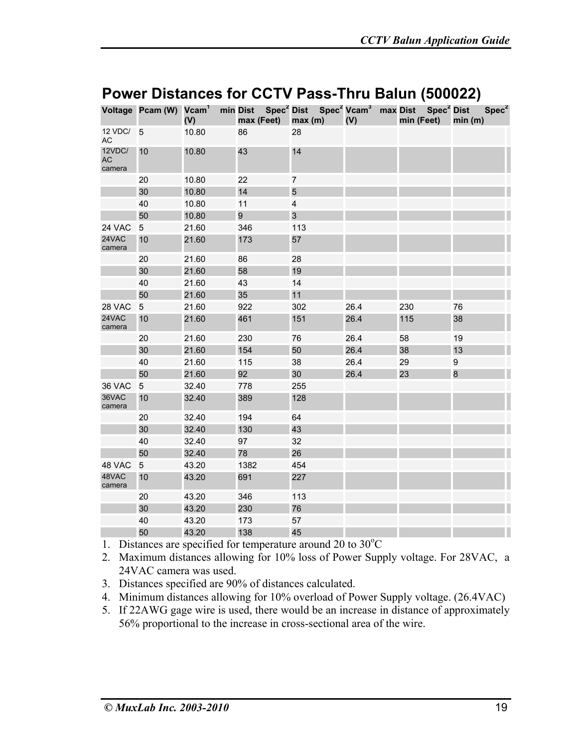## Power Distances for CCTV Pass-Thru Balun (500022)

| Voltage | Pcam (W) | Vcam[1] min (V) | Dist Spec[2] max (Feet) | Dist Spec[2] max (m) | Vcam[3] max (V) | Dist Spec[2] min (Feet) | Dist Spec[2] min (m) |
|---|---|---|---|---|---|---|---|
| 12 VDC/AC | 5 | 10.80 | 86 | 28 | | | |
| 12VDC/AC camera | 10 | 10.80 | 43 | 14 | | | |
| | 20 | 10.80 | 22 | 7 | | | |
| | 30 | 10.80 | 14 | 5 | | | |
| | 40 | 10.80 | 11 | 4 | | | |
| | 50 | 10.80 | 9 | 3 | | | |
| 24 VAC | 5 | 21.60 | 346 | 113 | | | |
| 24VAC camera | 10 | 21.60 | 173 | 57 | | | |
| | 20 | 21.60 | 86 | 28 | | | |
| | 30 | 21.60 | 58 | 19 | | | |
| | 40 | 21.60 | 43 | 14 | | | |
| | 50 | 21.60 | 35 | 11 | | | |
| 28 VAC | 5 | 21.60 | 922 | 302 | 26.4 | 230 | 76 |
| 24VAC camera | 10 | 21.60 | 461 | 151 | 26.4 | 115 | 38 |
| | 20 | 21.60 | 230 | 76 | 26.4 | 58 | 19 |
| | 30 | 21.60 | 154 | 50 | 26.4 | 38 | 13 |
| | 40 | 21.60 | 115 | 38 | 26.4 | 29 | 9 |
| | 50 | 21.60 | 92 | 30 | 26.4 | 23 | 8 |
| 36 VAC | 5 | 32.40 | 778 | 255 | | | |
| 36VAC camera | 10 | 32.40 | 389 | 128 | | | |
| | 20 | 32.40 | 194 | 64 | | | |
| | 30 | 32.40 | 130 | 43 | | | |
| | 40 | 32.40 | 97 | 32 | | | |
| | 50 | 32.40 | 78 | 26 | | | |
| 48 VAC | 5 | 43.20 | 1382 | 454 | | | |
| 48VAC camera | 10 | 43.20 | 691 | 227 | | | |
| | 20 | 43.20 | 346 | 113 | | | |
| | 30 | 43.20 | 230 | 76 | | | |
| | 40 | 43.20 | 173 | 57 | | | |
| | 50 | 43.20 | 138 | 45 | | | |

1. Distances are specified for temperature around 20 to 30°C
2. Maximum distances allowing for 10% loss of Power Supply voltage. For 28VAC, a 24VAC camera was used.
3. Distances specified are 90% of distances calculated.
4. Minimum distances allowing for 10% overload of Power Supply voltage. (26.4VAC)
5. If 22AWG gage wire is used, there would be an increase in distance of approximately 56% proportional to the increase in cross-sectional area of the wire.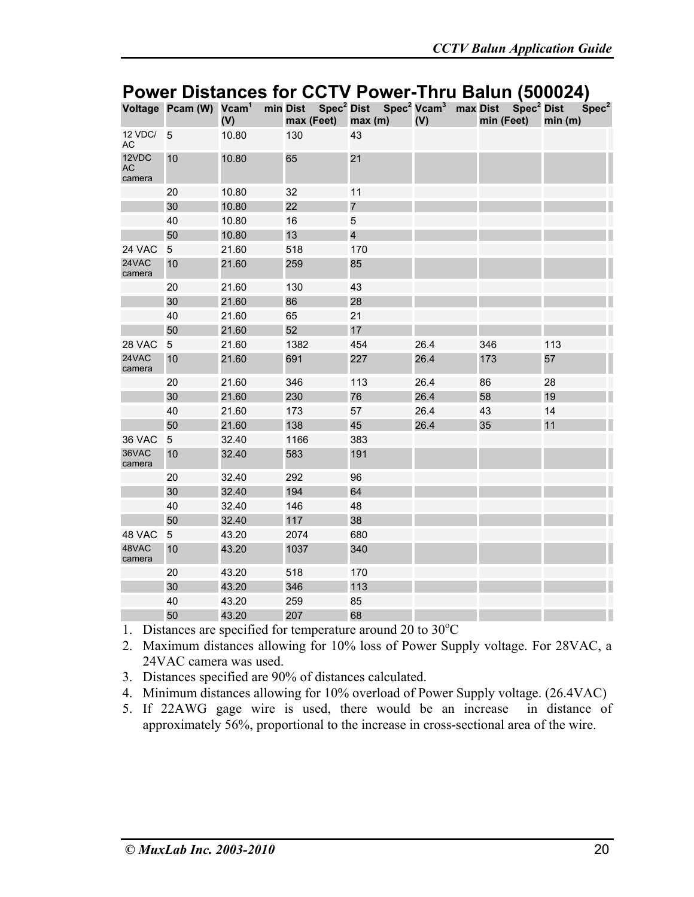# Power Distances for CCTV Power-Thru Balun (500024)

| Voltage | Pcam (W) | Vcam[1] min (V) | Dist Spec[2] max (Feet) | Dist Spec[2] max (m) | Vcam[3] max (V) | Dist Spec[2] min (Feet) | Dist Spec[2] min (m) |
|---|---|---|---|---|---|---|---|
| 12 VDC/ AC | 5 | 10.80 | 130 | 43 | | | |
| 12VDC AC camera | 10 | 10.80 | 65 | 21 | | | |
| | 20 | 10.80 | 32 | 11 | | | |
| | 30 | 10.80 | 22 | 7 | | | |
| | 40 | 10.80 | 16 | 5 | | | |
| | 50 | 10.80 | 13 | 4 | | | |
| 24 VAC | 5 | 21.60 | 518 | 170 | | | |
| 24VAC camera | 10 | 21.60 | 259 | 85 | | | |
| | 20 | 21.60 | 130 | 43 | | | |
| | 30 | 21.60 | 86 | 28 | | | |
| | 40 | 21.60 | 65 | 21 | | | |
| | 50 | 21.60 | 52 | 17 | | | |
| 28 VAC | 5 | 21.60 | 1382 | 454 | 26.4 | 346 | 113 |
| 24VAC camera | 10 | 21.60 | 691 | 227 | 26.4 | 173 | 57 |
| | 20 | 21.60 | 346 | 113 | 26.4 | 86 | 28 |
| | 30 | 21.60 | 230 | 76 | 26.4 | 58 | 19 |
| | 40 | 21.60 | 173 | 57 | 26.4 | 43 | 14 |
| | 50 | 21.60 | 138 | 45 | 26.4 | 35 | 11 |
| 36 VAC | 5 | 32.40 | 1166 | 383 | | | |
| 36VAC camera | 10 | 32.40 | 583 | 191 | | | |
| | 20 | 32.40 | 292 | 96 | | | |
| | 30 | 32.40 | 194 | 64 | | | |
| | 40 | 32.40 | 146 | 48 | | | |
| | 50 | 32.40 | 117 | 38 | | | |
| 48 VAC | 5 | 43.20 | 2074 | 680 | | | |
| 48VAC camera | 10 | 43.20 | 1037 | 340 | | | |
| | 20 | 43.20 | 518 | 170 | | | |
| | 30 | 43.20 | 346 | 113 | | | |
| | 40 | 43.20 | 259 | 85 | | | |
| | 50 | 43.20 | 207 | 68 | | | |

1. Distances are specified for temperature around 20 to 30°C
2. Maximum distances allowing for 10% loss of Power Supply voltage. For 28VAC, a 24VAC camera was used.
3. Distances specified are 90% of distances calculated.
4. Minimum distances allowing for 10% overload of Power Supply voltage. (26.4VAC)
5. If 22AWG gage wire is used, there would be an increase in distance of approximately 56%, proportional to the increase in cross-sectional area of the wire.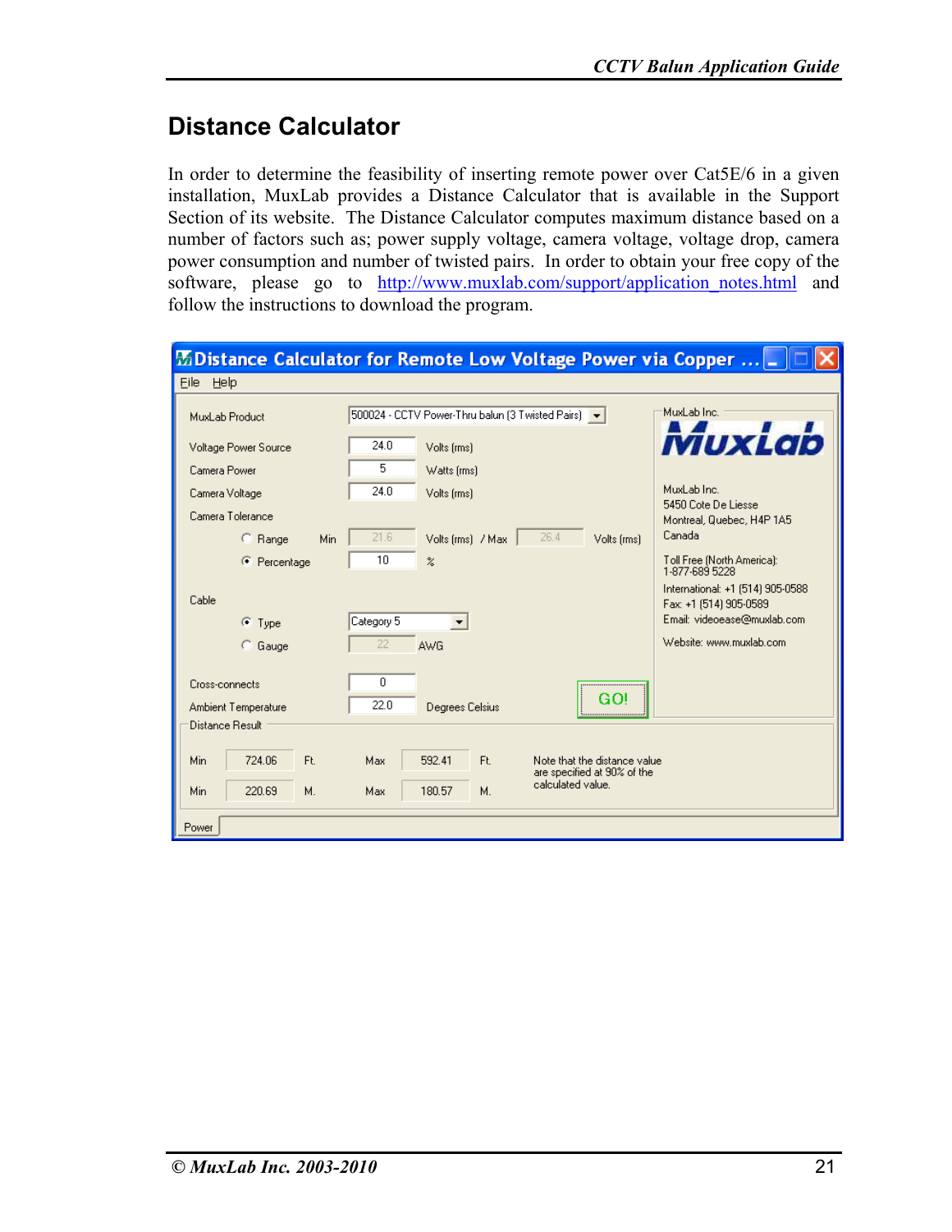# Distance Calculator

In order to determine the feasibility of inserting remote power over Cat5E/6 in a given installation, MuxLab provides a Distance Calculator that is available in the Support Section of its website. The Distance Calculator computes maximum distance based on a number of factors such as; power supply voltage, camera voltage, voltage drop, camera power consumption and number of twisted pairs. In order to obtain your free copy of the software, please go to http://www.muxlab.com/support/application_notes.html and follow the instructions to download the program.

**Distance Calculator for Remote Low Voltage Power via Copper ...**

File Help

| | | |
|---|---|---|
| MuxLab Product | 500024 - CCTV Power-Thru balun (3 Twisted Pairs) | |
| Voltage Power Source | 24.0 | Volts (rms) |
| Camera Power | 5 | Watts (rms) |
| Camera Voltage | 24.0 | Volts (rms) |
| Camera Tolerance | | |
| Range | Min 21.6 | Volts (rms) / Max 26.4 Volts (rms) |
| Percentage (selected) | 10 | % |
| Cable | | |
| Type (selected) | Category 5 | |
| Gauge | 22 | AWG |
| Cross-connects | 0 | |
| Ambient Temperature | 22.0 | Degrees Celsius |

GO!

MuxLab Inc.
5450 Cote De Liesse
Montreal, Quebec, H4P 1A5
Canada

Toll Free (North America): 1-877-689 5228
International: +1 (514) 905-0588
Fax: +1 (514) 905-0589
Email: videoease@muxlab.com
Website: www.muxlab.com

Distance Result

| Min | | | Max | | |
|---|---|---|---|---|---|
| Min | 724.06 | Ft. | Max | 592.41 | Ft. |
| Min | 220.69 | M. | Max | 180.57 | M. |

Note that the distance value are specified at 90% of the calculated value.

Power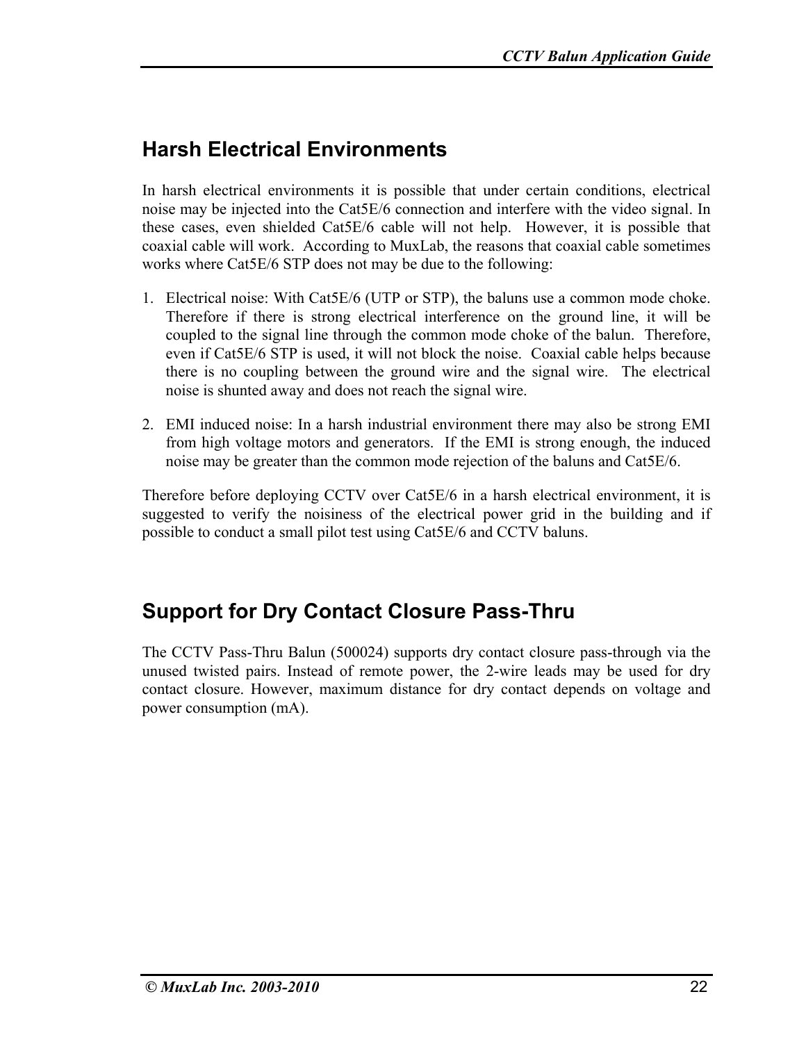## Harsh Electrical Environments

In harsh electrical environments it is possible that under certain conditions, electrical noise may be injected into the Cat5E/6 connection and interfere with the video signal. In these cases, even shielded Cat5E/6 cable will not help. However, it is possible that coaxial cable will work. According to MuxLab, the reasons that coaxial cable sometimes works where Cat5E/6 STP does not may be due to the following:

1. Electrical noise: With Cat5E/6 (UTP or STP), the baluns use a common mode choke. Therefore if there is strong electrical interference on the ground line, it will be coupled to the signal line through the common mode choke of the balun. Therefore, even if Cat5E/6 STP is used, it will not block the noise. Coaxial cable helps because there is no coupling between the ground wire and the signal wire. The electrical noise is shunted away and does not reach the signal wire.

2. EMI induced noise: In a harsh industrial environment there may also be strong EMI from high voltage motors and generators. If the EMI is strong enough, the induced noise may be greater than the common mode rejection of the baluns and Cat5E/6.

Therefore before deploying CCTV over Cat5E/6 in a harsh electrical environment, it is suggested to verify the noisiness of the electrical power grid in the building and if possible to conduct a small pilot test using Cat5E/6 and CCTV baluns.

## Support for Dry Contact Closure Pass-Thru

The CCTV Pass-Thru Balun (500024) supports dry contact closure pass-through via the unused twisted pairs. Instead of remote power, the 2-wire leads may be used for dry contact closure. However, maximum distance for dry contact depends on voltage and power consumption (mA).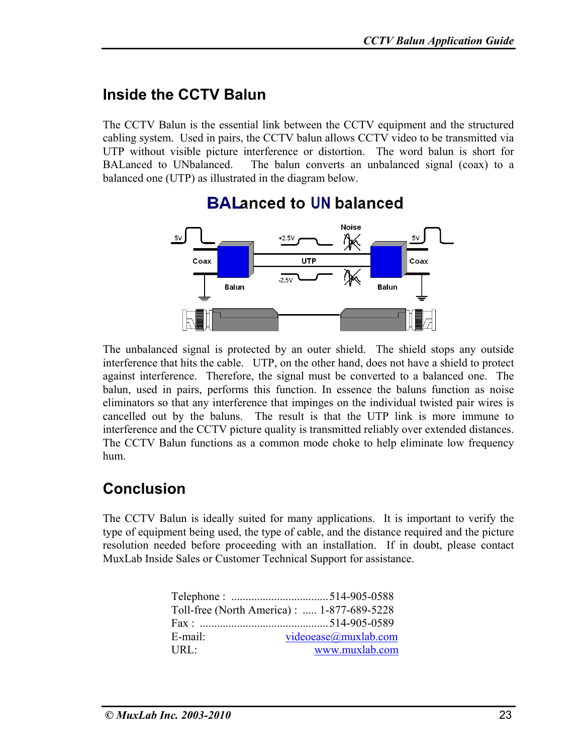## Inside the CCTV Balun

The CCTV Balun is the essential link between the CCTV equipment and the structured cabling system. Used in pairs, the CCTV balun allows CCTV video to be transmitted via UTP without visible picture interference or distortion. The word balun is short for BALanced to UNbalanced. The balun converts an unbalanced signal (coax) to a balanced one (UTP) as illustrated in the diagram below.

BALanced to UN balanced

5V
Coax
Balun
+2.5V
UTP
-2.5V
Noise
5V
Coax
Balun

The unbalanced signal is protected by an outer shield. The shield stops any outside interference that hits the cable. UTP, on the other hand, does not have a shield to protect against interference. Therefore, the signal must be converted to a balanced one. The balun, used in pairs, performs this function. In essence the baluns function as noise eliminators so that any interference that impinges on the individual twisted pair wires is cancelled out by the baluns. The result is that the UTP link is more immune to interference and the CCTV picture quality is transmitted reliably over extended distances. The CCTV Balun functions as a common mode choke to help eliminate low frequency hum.

## Conclusion

The CCTV Balun is ideally suited for many applications. It is important to verify the type of equipment being used, the type of cable, and the distance required and the picture resolution needed before proceeding with an installation. If in doubt, please contact MuxLab Inside Sales or Customer Technical Support for assistance.

Telephone : ..................................514-905-0588
Toll-free (North America) : ..... 1-877-689-5228
Fax : .............................................514-905-0589
E-mail: videoease@muxlab.com
URL: www.muxlab.com

© MuxLab Inc. 2003-2010